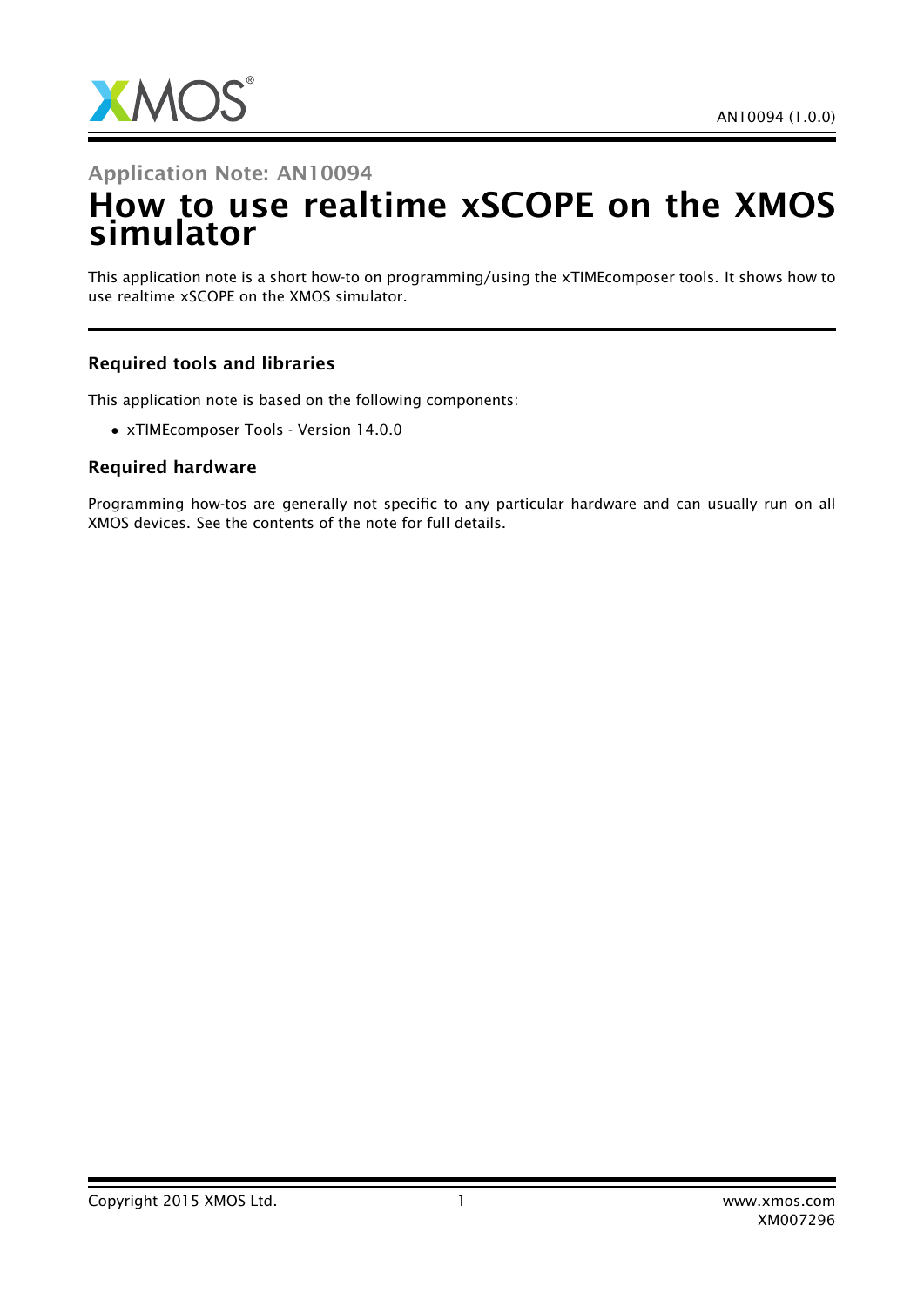Application Note: AN10094

# How to use realtime xSCOPE on the XMOS simulator

This application note is a short how-to on programming/using the xTIMEcomposer tools. It shows how to use realtime xSCOPE on the XMOS simulator.

### Required tools and libraries

This application note is based on the following components:

- xTIMEcomposer Tools - Version 14.0.0

### Required hardware

Programming how-tos are generally not specific to any particular hardware and can usually run on all XMOS devices. See the contents of the note for full details.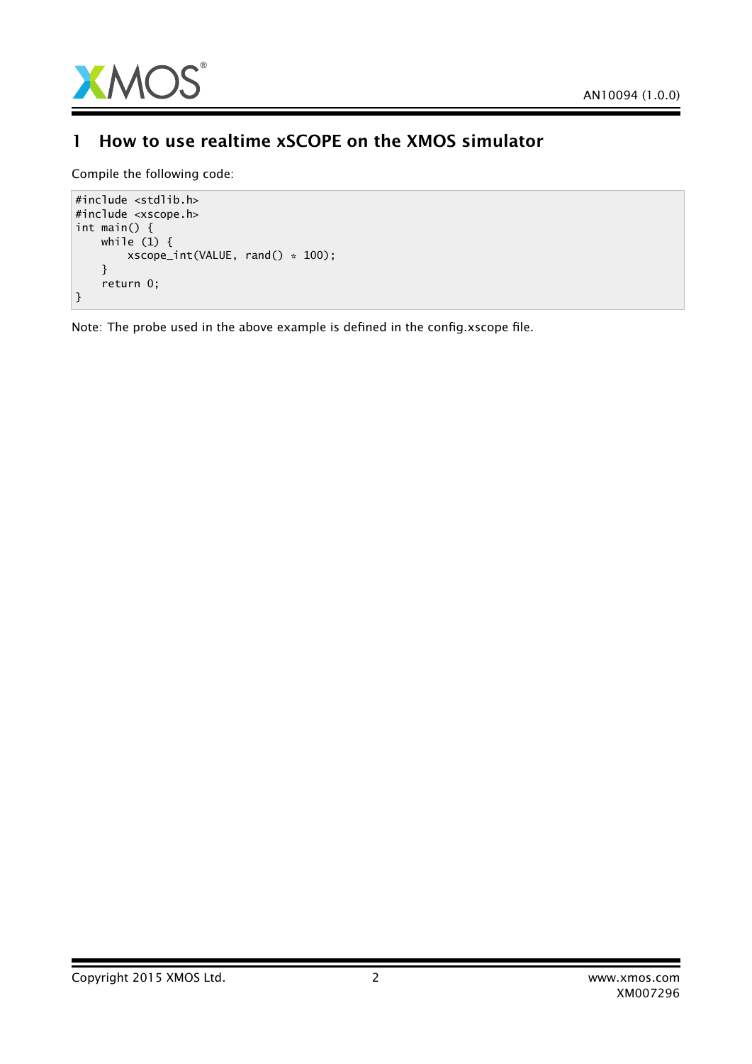# 1 How to use realtime xSCOPE on the XMOS simulator

Compile the following code:

```
#include <stdlib.h>
#include <xscope.h>
int main() {
    while (1) {
        xscope_int(VALUE, rand() * 100);
    }
    return 0;
}
```

Note: The probe used in the above example is defined in the config.xscope file.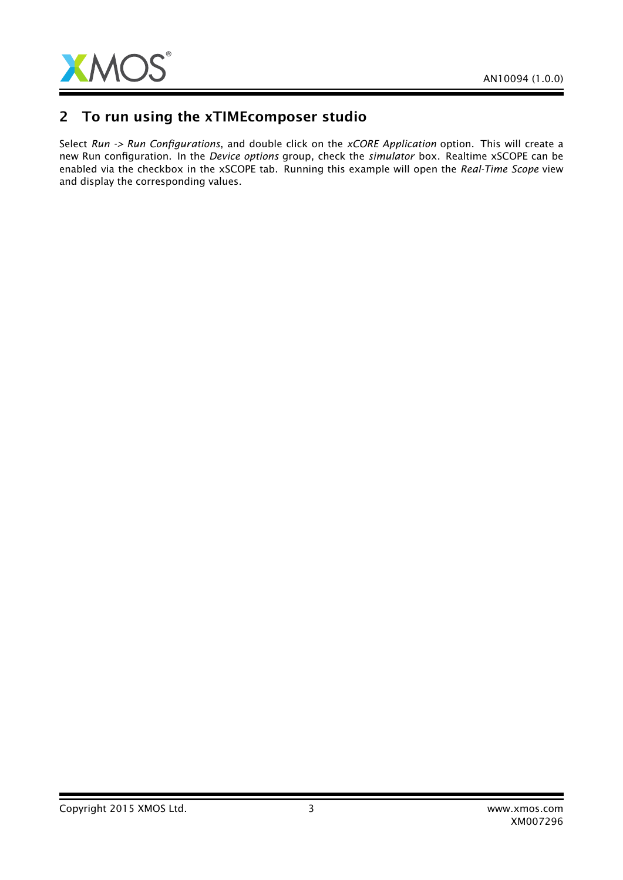## 2 To run using the xTIMEcomposer studio

Select *Run -> Run Configurations*, and double click on the *xCORE Application* option. This will create a new Run configuration. In the *Device options* group, check the *simulator* box. Realtime xSCOPE can be enabled via the checkbox in the xSCOPE tab. Running this example will open the *Real-Time Scope* view and display the corresponding values.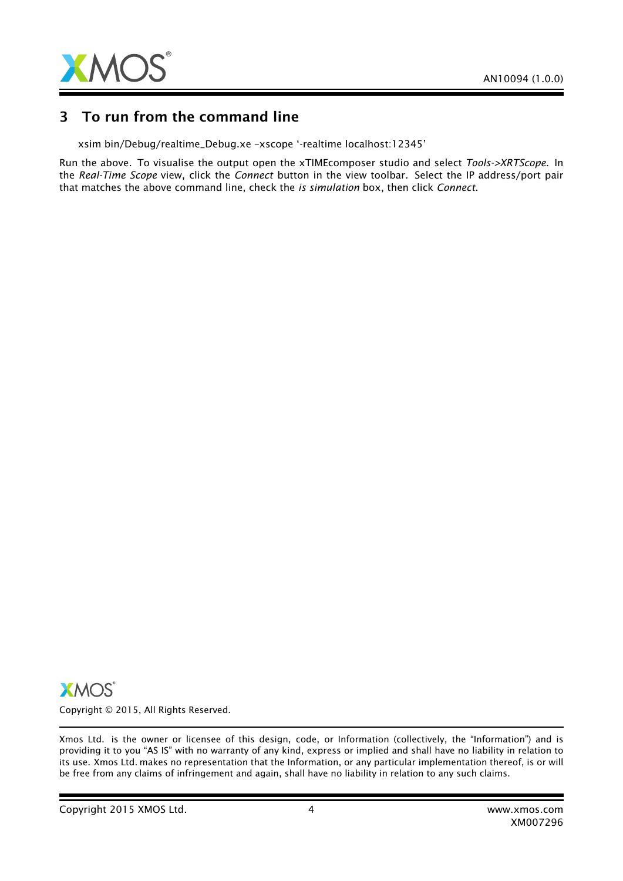## 3 To run from the command line

```
xsim bin/Debug/realtime_Debug.xe –xscope '-realtime localhost:12345'
```

Run the above. To visualise the output open the xTIMEcomposer studio and select *Tools->XRTScope*. In the *Real-Time Scope* view, click the *Connect* button in the view toolbar. Select the IP address/port pair that matches the above command line, check the *is simulation* box, then click *Connect*.

Copyright © 2015, All Rights Reserved.

Xmos Ltd. is the owner or licensee of this design, code, or Information (collectively, the "Information") and is providing it to you "AS IS" with no warranty of any kind, express or implied and shall have no liability in relation to its use. Xmos Ltd. makes no representation that the Information, or any particular implementation thereof, is or will be free from any claims of infringement and again, shall have no liability in relation to any such claims.